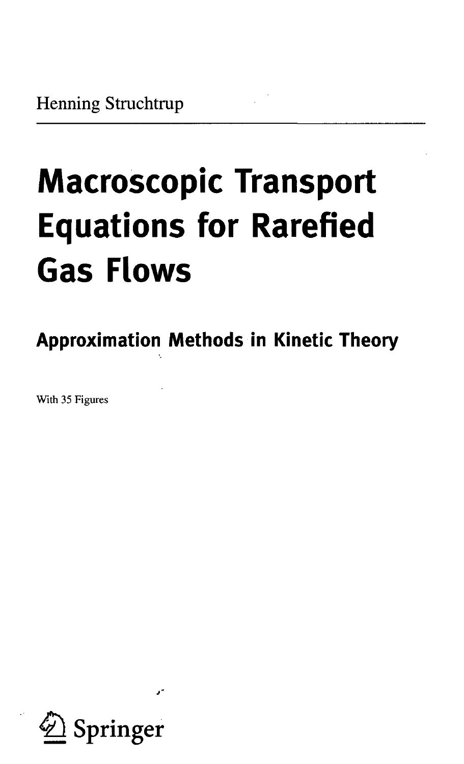Henning Struchtrup

# Macroscopic Transport Equations for Rarefied Gas Flows

## Approximation Methods in Kinetic Theory

With 35 Figures

Springer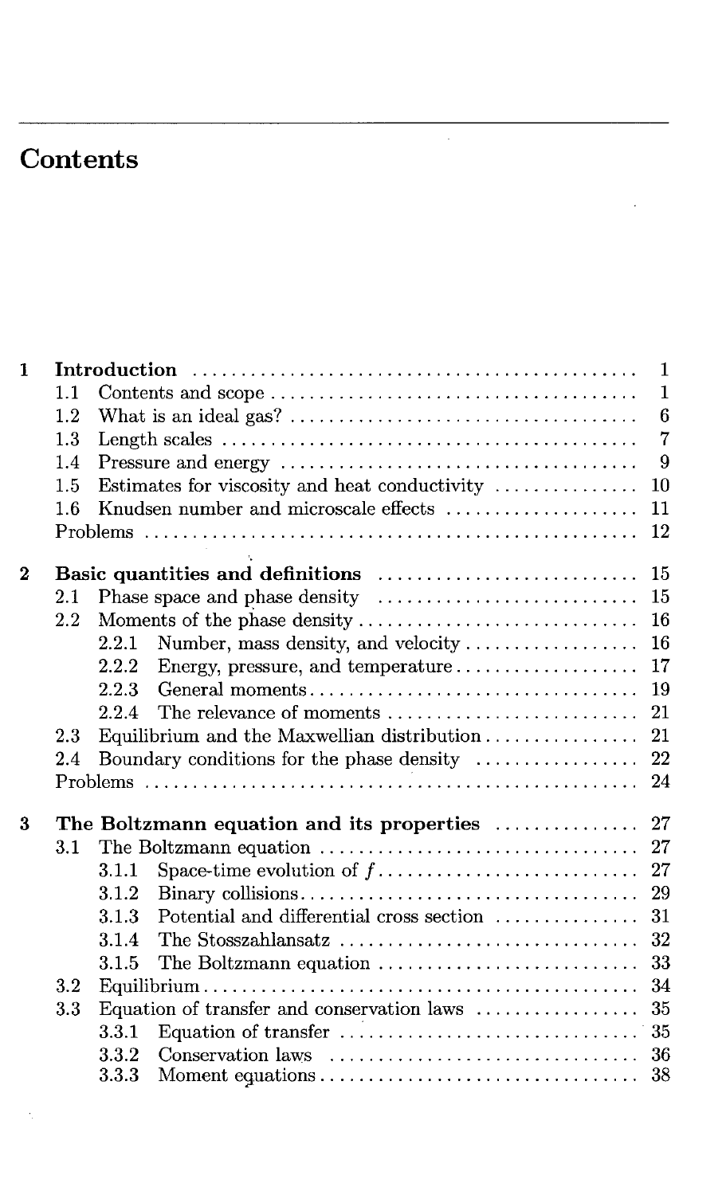# Contents

**1 Introduction** ... 1
- 1.1 Contents and scope ... 1
- 1.2 What is an ideal gas? ... 6
- 1.3 Length scales ... 7
- 1.4 Pressure and energy ... 9
- 1.5 Estimates for viscosity and heat conductivity ... 10
- 1.6 Knudsen number and microscale effects ... 11
- Problems ... 12

**2 Basic quantities and definitions** ... 15
- 2.1 Phase space and phase density ... 15
- 2.2 Moments of the phase density ... 16
  - 2.2.1 Number, mass density, and velocity ... 16
  - 2.2.2 Energy, pressure, and temperature ... 17
  - 2.2.3 General moments ... 19
  - 2.2.4 The relevance of moments ... 21
- 2.3 Equilibrium and the Maxwellian distribution ... 21
- 2.4 Boundary conditions for the phase density ... 22
- Problems ... 24

**3 The Boltzmann equation and its properties** ... 27
- 3.1 The Boltzmann equation ... 27
  - 3.1.1 Space-time evolution of $f$ ... 27
  - 3.1.2 Binary collisions ... 29
  - 3.1.3 Potential and differential cross section ... 31
  - 3.1.4 The Stosszahlansatz ... 32
  - 3.1.5 The Boltzmann equation ... 33
- 3.2 Equilibrium ... 34
- 3.3 Equation of transfer and conservation laws ... 35
  - 3.3.1 Equation of transfer ... 35
  - 3.3.2 Conservation laws ... 36
  - 3.3.3 Moment equations ... 38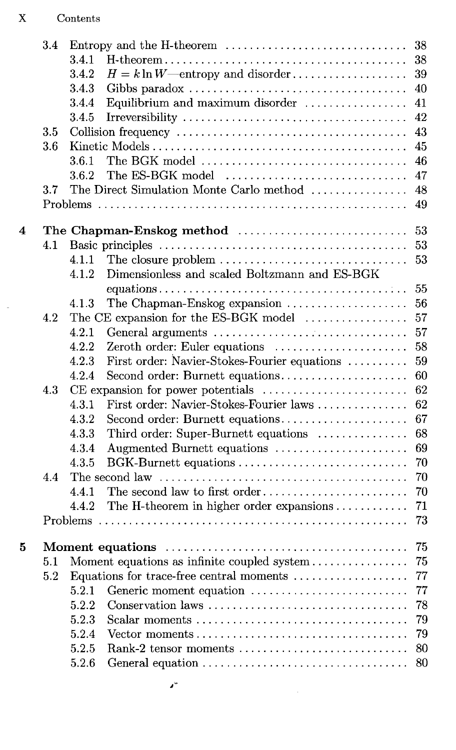3.4 Entropy and the H-theorem ... 38
  3.4.1 H-theorem ... 38
  3.4.2 $H = k \ln W$—entropy and disorder ... 39
  3.4.3 Gibbs paradox ... 40
  3.4.4 Equilibrium and maximum disorder ... 41
  3.4.5 Irreversibility ... 42
3.5 Collision frequency ... 43
3.6 Kinetic Models ... 45
  3.6.1 The BGK model ... 46
  3.6.2 The ES-BGK model ... 47
3.7 The Direct Simulation Monte Carlo method ... 48
Problems ... 49

**4 The Chapman-Enskog method ... 53**

4.1 Basic principles ... 53
  4.1.1 The closure problem ... 53
  4.1.2 Dimensionless and scaled Boltzmann and ES-BGK equations ... 55
  4.1.3 The Chapman-Enskog expansion ... 56
4.2 The CE expansion for the ES-BGK model ... 57
  4.2.1 General arguments ... 57
  4.2.2 Zeroth order: Euler equations ... 58
  4.2.3 First order: Navier-Stokes-Fourier equations ... 59
  4.2.4 Second order: Burnett equations ... 60
4.3 CE expansion for power potentials ... 62
  4.3.1 First order: Navier-Stokes-Fourier laws ... 62
  4.3.2 Second order: Burnett equations ... 67
  4.3.3 Third order: Super-Burnett equations ... 68
  4.3.4 Augmented Burnett equations ... 69
  4.3.5 BGK-Burnett equations ... 70
4.4 The second law ... 70
  4.4.1 The second law to first order ... 70
  4.4.2 The H-theorem in higher order expansions ... 71
Problems ... 73

**5 Moment equations ... 75**

5.1 Moment equations as infinite coupled system ... 75
5.2 Equations for trace-free central moments ... 77
  5.2.1 Generic moment equation ... 77
  5.2.2 Conservation laws ... 78
  5.2.3 Scalar moments ... 79
  5.2.4 Vector moments ... 79
  5.2.5 Rank-2 tensor moments ... 80
  5.2.6 General equation ... 80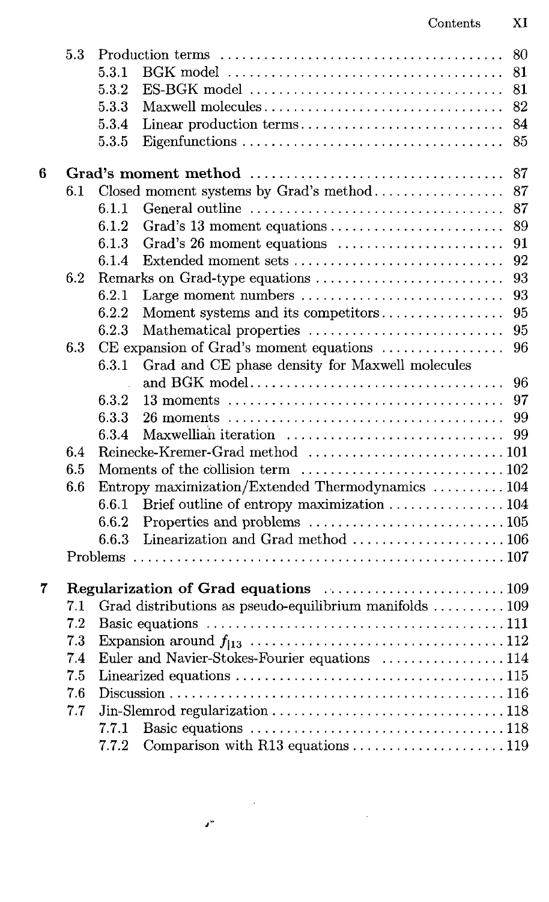5.3 Production terms ..... 80
  5.3.1 BGK model ..... 81
  5.3.2 ES-BGK model ..... 81
  5.3.3 Maxwell molecules ..... 82
  5.3.4 Linear production terms ..... 84
  5.3.5 Eigenfunctions ..... 85

**6 Grad's moment method ..... 87**

6.1 Closed moment systems by Grad's method ..... 87
  6.1.1 General outline ..... 87
  6.1.2 Grad's 13 moment equations ..... 89
  6.1.3 Grad's 26 moment equations ..... 91
  6.1.4 Extended moment sets ..... 92
6.2 Remarks on Grad-type equations ..... 93
  6.2.1 Large moment numbers ..... 93
  6.2.2 Moment systems and its competitors ..... 95
  6.2.3 Mathematical properties ..... 95
6.3 CE expansion of Grad's moment equations ..... 96
  6.3.1 Grad and CE phase density for Maxwell molecules and BGK model ..... 96
  6.3.2 13 moments ..... 97
  6.3.3 26 moments ..... 99
  6.3.4 Maxwellian iteration ..... 99
6.4 Reinecke-Kremer-Grad method ..... 101
6.5 Moments of the collision term ..... 102
6.6 Entropy maximization/Extended Thermodynamics ..... 104
  6.6.1 Brief outline of entropy maximization ..... 104
  6.6.2 Properties and problems ..... 105
  6.6.3 Linearization and Grad method ..... 106
Problems ..... 107

**7 Regularization of Grad equations ..... 109**

7.1 Grad distributions as pseudo-equilibrium manifolds ..... 109
7.2 Basic equations ..... 111
7.3 Expansion around $f_{|13}$ ..... 112
7.4 Euler and Navier-Stokes-Fourier equations ..... 114
7.5 Linearized equations ..... 115
7.6 Discussion ..... 116
7.7 Jin-Slemrod regularization ..... 118
  7.7.1 Basic equations ..... 118
  7.7.2 Comparison with R13 equations ..... 119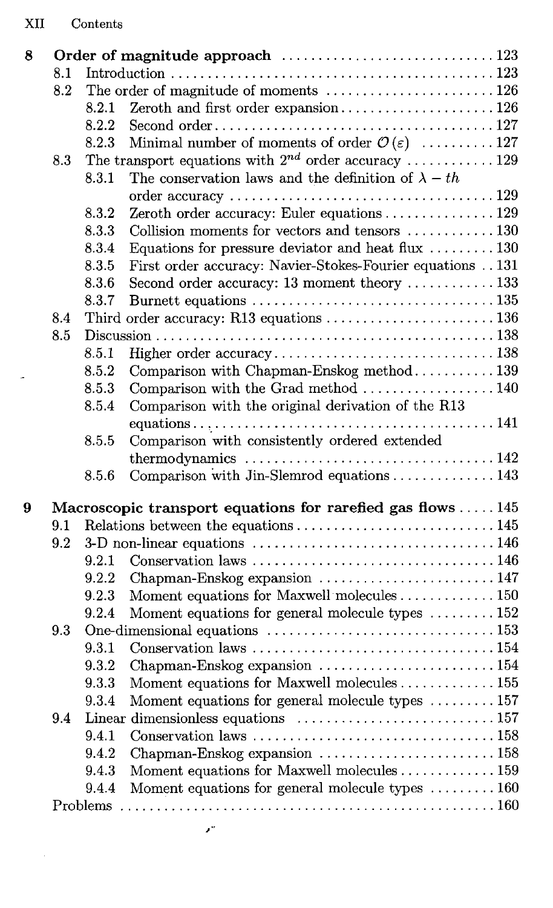**8 Order of magnitude approach** ... 123

- 8.1 Introduction ... 123
- 8.2 The order of magnitude of moments ... 126
  - 8.2.1 Zeroth and first order expansion ... 126
  - 8.2.2 Second order ... 127
  - 8.2.3 Minimal number of moments of order $\mathcal{O}(\varepsilon)$ ... 127
- 8.3 The transport equations with $2^{nd}$ order accuracy ... 129
  - 8.3.1 The conservation laws and the definition of $\lambda - th$ order accuracy ... 129
  - 8.3.2 Zeroth order accuracy: Euler equations ... 129
  - 8.3.3 Collision moments for vectors and tensors ... 130
  - 8.3.4 Equations for pressure deviator and heat flux ... 130
  - 8.3.5 First order accuracy: Navier-Stokes-Fourier equations ... 131
  - 8.3.6 Second order accuracy: 13 moment theory ... 133
  - 8.3.7 Burnett equations ... 135
- 8.4 Third order accuracy: R13 equations ... 136
- 8.5 Discussion ... 138
  - 8.5.1 Higher order accuracy ... 138
  - 8.5.2 Comparison with Chapman-Enskog method ... 139
  - 8.5.3 Comparison with the Grad method ... 140
  - 8.5.4 Comparison with the original derivation of the R13 equations ... 141
  - 8.5.5 Comparison with consistently ordered extended thermodynamics ... 142
  - 8.5.6 Comparison with Jin-Slemrod equations ... 143

**9 Macroscopic transport equations for rarefied gas flows** ... 145

- 9.1 Relations between the equations ... 145
- 9.2 3-D non-linear equations ... 146
  - 9.2.1 Conservation laws ... 146
  - 9.2.2 Chapman-Enskog expansion ... 147
  - 9.2.3 Moment equations for Maxwell molecules ... 150
  - 9.2.4 Moment equations for general molecule types ... 152
- 9.3 One-dimensional equations ... 153
  - 9.3.1 Conservation laws ... 154
  - 9.3.2 Chapman-Enskog expansion ... 154
  - 9.3.3 Moment equations for Maxwell molecules ... 155
  - 9.3.4 Moment equations for general molecule types ... 157
- 9.4 Linear dimensionless equations ... 157
  - 9.4.1 Conservation laws ... 158
  - 9.4.2 Chapman-Enskog expansion ... 158
  - 9.4.3 Moment equations for Maxwell molecules ... 159
  - 9.4.4 Moment equations for general molecule types ... 160
- Problems ... 160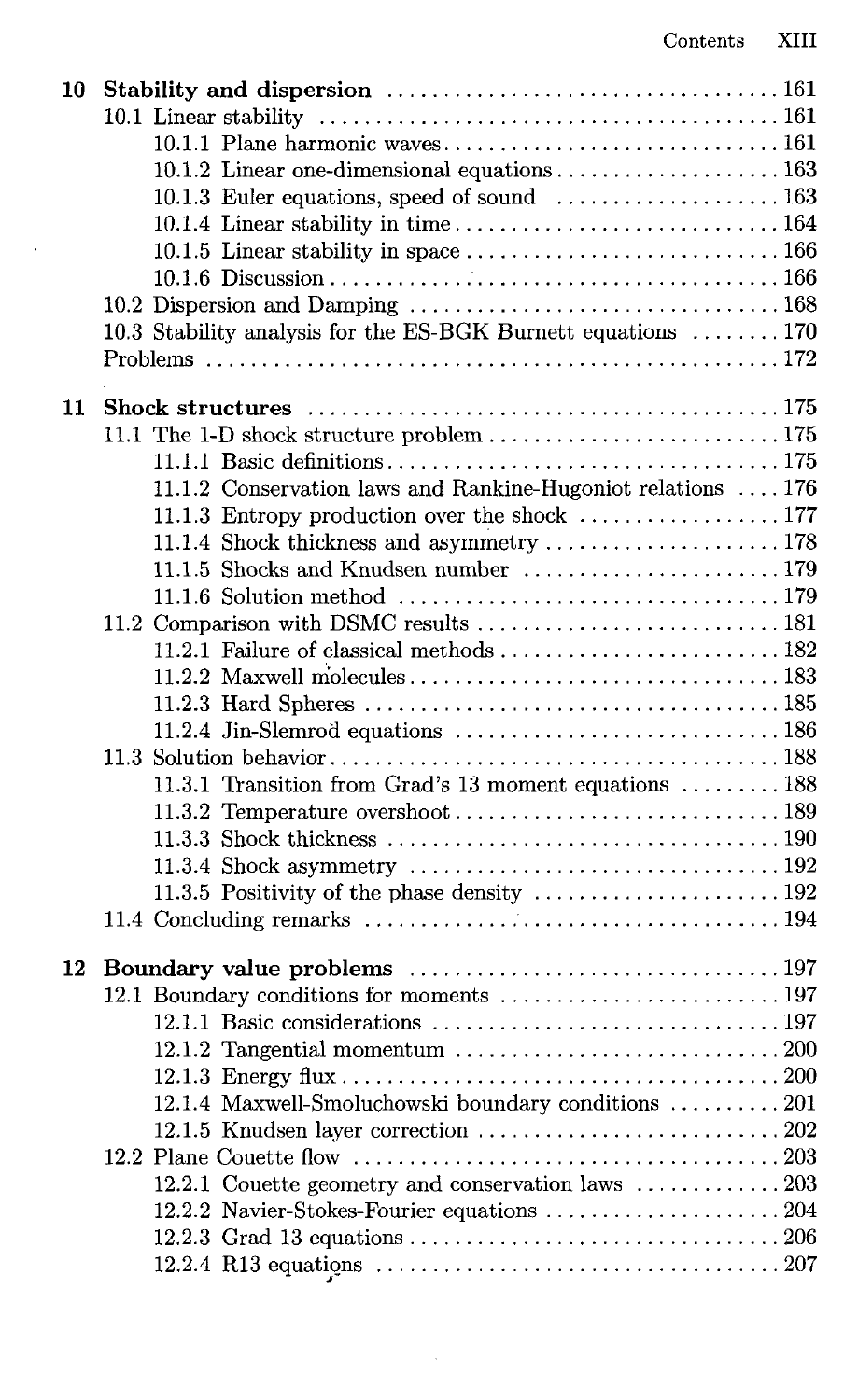| | | |
|---|---|---|
| **10** | **Stability and dispersion** | **161** |
| | 10.1 Linear stability | 161 |
| | 10.1.1 Plane harmonic waves | 161 |
| | 10.1.2 Linear one-dimensional equations | 163 |
| | 10.1.3 Euler equations, speed of sound | 163 |
| | 10.1.4 Linear stability in time | 164 |
| | 10.1.5 Linear stability in space | 166 |
| | 10.1.6 Discussion | 166 |
| | 10.2 Dispersion and Damping | 168 |
| | 10.3 Stability analysis for the ES-BGK Burnett equations | 170 |
| | Problems | 172 |
| **11** | **Shock structures** | **175** |
| | 11.1 The 1-D shock structure problem | 175 |
| | 11.1.1 Basic definitions | 175 |
| | 11.1.2 Conservation laws and Rankine-Hugoniot relations | 176 |
| | 11.1.3 Entropy production over the shock | 177 |
| | 11.1.4 Shock thickness and asymmetry | 178 |
| | 11.1.5 Shocks and Knudsen number | 179 |
| | 11.1.6 Solution method | 179 |
| | 11.2 Comparison with DSMC results | 181 |
| | 11.2.1 Failure of classical methods | 182 |
| | 11.2.2 Maxwell molecules | 183 |
| | 11.2.3 Hard Spheres | 185 |
| | 11.2.4 Jin-Slemrod equations | 186 |
| | 11.3 Solution behavior | 188 |
| | 11.3.1 Transition from Grad's 13 moment equations | 188 |
| | 11.3.2 Temperature overshoot | 189 |
| | 11.3.3 Shock thickness | 190 |
| | 11.3.4 Shock asymmetry | 192 |
| | 11.3.5 Positivity of the phase density | 192 |
| | 11.4 Concluding remarks | 194 |
| **12** | **Boundary value problems** | **197** |
| | 12.1 Boundary conditions for moments | 197 |
| | 12.1.1 Basic considerations | 197 |
| | 12.1.2 Tangential momentum | 200 |
| | 12.1.3 Energy flux | 200 |
| | 12.1.4 Maxwell-Smoluchowski boundary conditions | 201 |
| | 12.1.5 Knudsen layer correction | 202 |
| | 12.2 Plane Couette flow | 203 |
| | 12.2.1 Couette geometry and conservation laws | 203 |
| | 12.2.2 Navier-Stokes-Fourier equations | 204 |
| | 12.2.3 Grad 13 equations | 206 |
| | 12.2.4 R13 equations | 207 |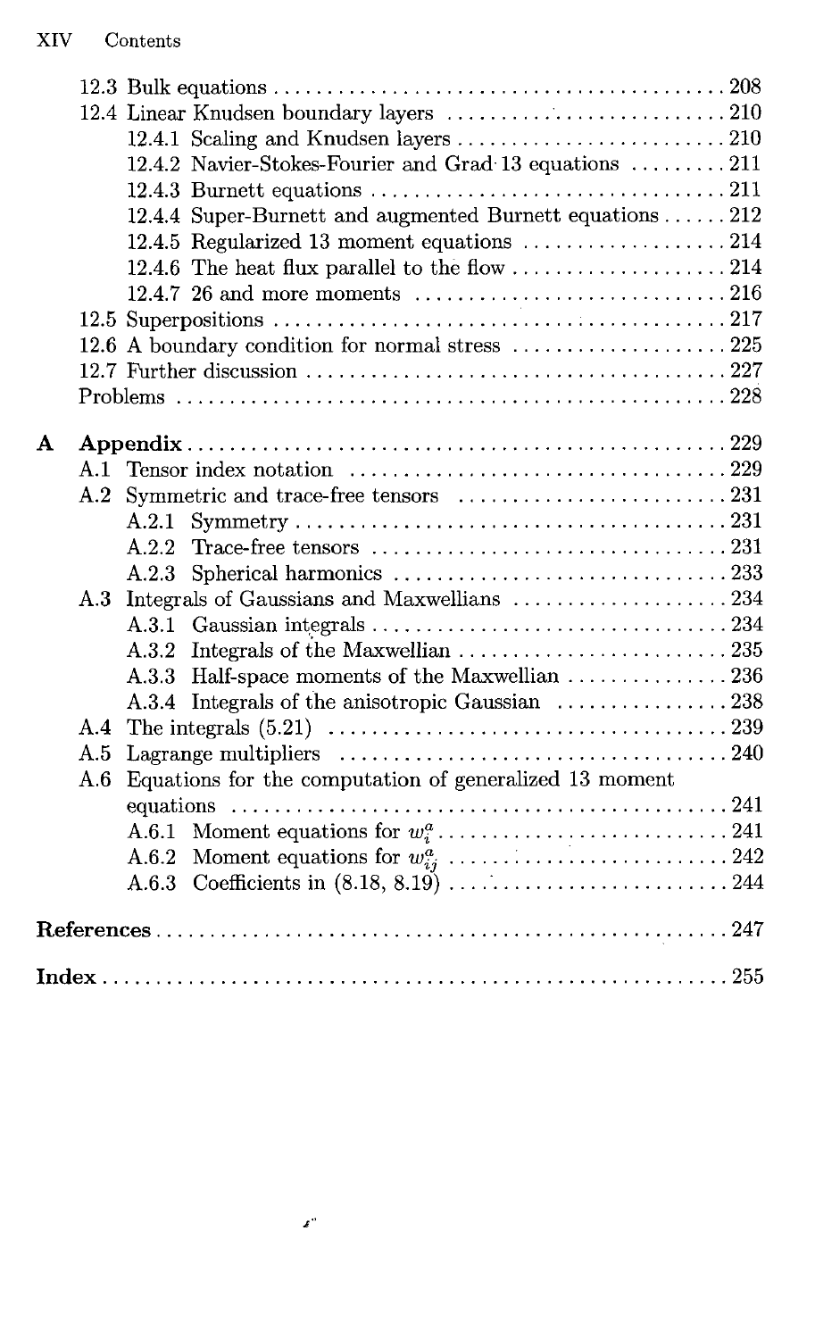12.3 Bulk equations . . . . . . . . . . 208
12.4 Linear Knudsen boundary layers . . . . . . . . . . 210
12.4.1 Scaling and Knudsen layers . . . . . . . . . . 210
12.4.2 Navier-Stokes-Fourier and Grad 13 equations . . . . . . . . . . 211
12.4.3 Burnett equations . . . . . . . . . . 211
12.4.4 Super-Burnett and augmented Burnett equations . . . . . . . . . . 212
12.4.5 Regularized 13 moment equations . . . . . . . . . . 214
12.4.6 The heat flux parallel to the flow . . . . . . . . . . 214
12.4.7 26 and more moments . . . . . . . . . . 216
12.5 Superpositions . . . . . . . . . . 217
12.6 A boundary condition for normal stress . . . . . . . . . . 225
12.7 Further discussion . . . . . . . . . . 227
Problems . . . . . . . . . . 228

**A Appendix** . . . . . . . . . . 229
A.1 Tensor index notation . . . . . . . . . . 229
A.2 Symmetric and trace-free tensors . . . . . . . . . . 231
A.2.1 Symmetry . . . . . . . . . . 231
A.2.2 Trace-free tensors . . . . . . . . . . 231
A.2.3 Spherical harmonics . . . . . . . . . . 233
A.3 Integrals of Gaussians and Maxwellians . . . . . . . . . . 234
A.3.1 Gaussian integrals . . . . . . . . . . 234
A.3.2 Integrals of the Maxwellian . . . . . . . . . . 235
A.3.3 Half-space moments of the Maxwellian . . . . . . . . . . 236
A.3.4 Integrals of the anisotropic Gaussian . . . . . . . . . . 238
A.4 The integrals (5.21) . . . . . . . . . . 239
A.5 Lagrange multipliers . . . . . . . . . . 240
A.6 Equations for the computation of generalized 13 moment equations . . . . . . . . . . 241
A.6.1 Moment equations for $w_i^a$ . . . . . . . . . . 241
A.6.2 Moment equations for $w_{ij}^a$ . . . . . . . . . . 242
A.6.3 Coefficients in (8.18, 8.19) . . . . . . . . . . 244

**References** . . . . . . . . . . 247

**Index** . . . . . . . . . . 255